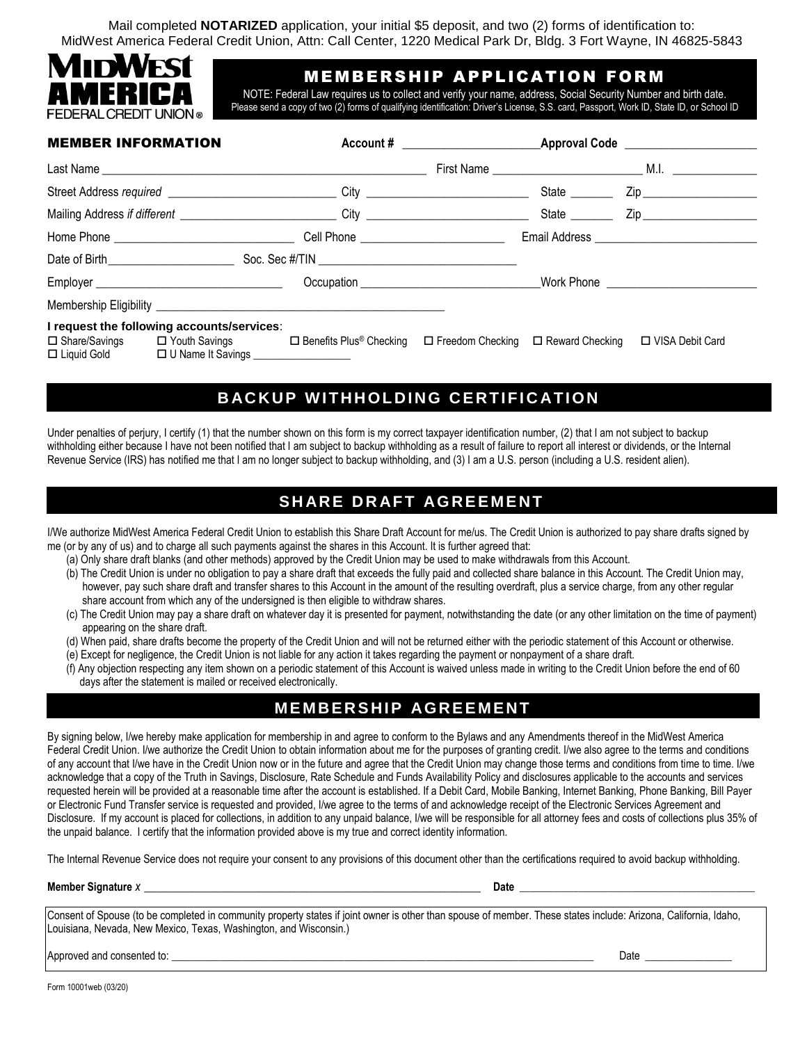Mail completed **NOTARIZED** application, your initial $5 deposit, and two (2) forms of identification to:
MidWest America Federal Credit Union, Attn: Call Center, 1220 Medical Park Dr, Bldg. 3 Fort Wayne, IN 46825-5843

**MIDWEST AMERICA FEDERAL CREDIT UNION®**

# MEMBERSHIP APPLICATION FORM

NOTE: Federal Law requires us to collect and verify your name, address, Social Security Number and birth date.
Please send a copy of two (2) forms of qualifying identification: Driver's License, S.S. card, Passport, Work ID, State ID, or School ID

## MEMBER INFORMATION

Account # ______________________ Approval Code ______________________

Last Name ______________________ First Name ______________________ M.I. __________

Street Address *required* ______________________ City ______________________ State ______ Zip ______________

Mailing Address *if different* ______________________ City ______________________ State ______ Zip ______________

Home Phone ______________________ Cell Phone ______________________ Email Address ______________________

Date of Birth ______________________ Soc. Sec #/TIN ______________________

Employer ______________________ Occupation ______________________ Work Phone ______________________

Membership Eligibility ______________________

**I request the following accounts/services**:

☐ Share/Savings ☐ Youth Savings ☐ Benefits Plus® Checking ☐ Freedom Checking ☐ Reward Checking ☐ VISA Debit Card
☐ Liquid Gold ☐ U Name It Savings ______________

## BACKUP WITHHOLDING CERTIFICATION

Under penalties of perjury, I certify (1) that the number shown on this form is my correct taxpayer identification number, (2) that I am not subject to backup withholding either because I have not been notified that I am subject to backup withholding as a result of failure to report all interest or dividends, or the Internal Revenue Service (IRS) has notified me that I am no longer subject to backup withholding, and (3) I am a U.S. person (including a U.S. resident alien).

## SHARE DRAFT AGREEMENT

I/We authorize MidWest America Federal Credit Union to establish this Share Draft Account for me/us. The Credit Union is authorized to pay share drafts signed by me (or by any of us) and to charge all such payments against the shares in this Account. It is further agreed that:

(a) Only share draft blanks (and other methods) approved by the Credit Union may be used to make withdrawals from this Account.
(b) The Credit Union is under no obligation to pay a share draft that exceeds the fully paid and collected share balance in this Account. The Credit Union may, however, pay such share draft and transfer shares to this Account in the amount of the resulting overdraft, plus a service charge, from any other regular share account from which any of the undersigned is then eligible to withdraw shares.
(c) The Credit Union may pay a share draft on whatever day it is presented for payment, notwithstanding the date (or any other limitation on the time of payment) appearing on the share draft.
(d) When paid, share drafts become the property of the Credit Union and will not be returned either with the periodic statement of this Account or otherwise.
(e) Except for negligence, the Credit Union is not liable for any action it takes regarding the payment or nonpayment of a share draft.
(f) Any objection respecting any item shown on a periodic statement of this Account is waived unless made in writing to the Credit Union before the end of 60 days after the statement is mailed or received electronically.

## MEMBERSHIP AGREEMENT

By signing below, I/we hereby make application for membership in and agree to conform to the Bylaws and any Amendments thereof in the MidWest America Federal Credit Union. I/we authorize the Credit Union to obtain information about me for the purposes of granting credit. I/we also agree to the terms and conditions of any account that I/we have in the Credit Union now or in the future and agree that the Credit Union may change those terms and conditions from time to time. I/we acknowledge that a copy of the Truth in Savings, Disclosure, Rate Schedule and Funds Availability Policy and disclosures applicable to the accounts and services requested herein will be provided at a reasonable time after the account is established. If a Debit Card, Mobile Banking, Internet Banking, Phone Banking, Bill Payer or Electronic Fund Transfer service is requested and provided, I/we agree to the terms of and acknowledge receipt of the Electronic Services Agreement and Disclosure. If my account is placed for collections, in addition to any unpaid balance, I/we will be responsible for all attorney fees and costs of collections plus 35% of the unpaid balance. I certify that the information provided above is my true and correct identity information.

The Internal Revenue Service does not require your consent to any provisions of this document other than the certifications required to avoid backup withholding.

**Member Signature** *X* ______________________ **Date** ______________________

Consent of Spouse (to be completed in community property states if joint owner is other than spouse of member. These states include: Arizona, California, Idaho, Louisiana, Nevada, New Mexico, Texas, Washington, and Wisconsin.)

Approved and consented to: ______________________ Date ______________

Form 10001web (03/20)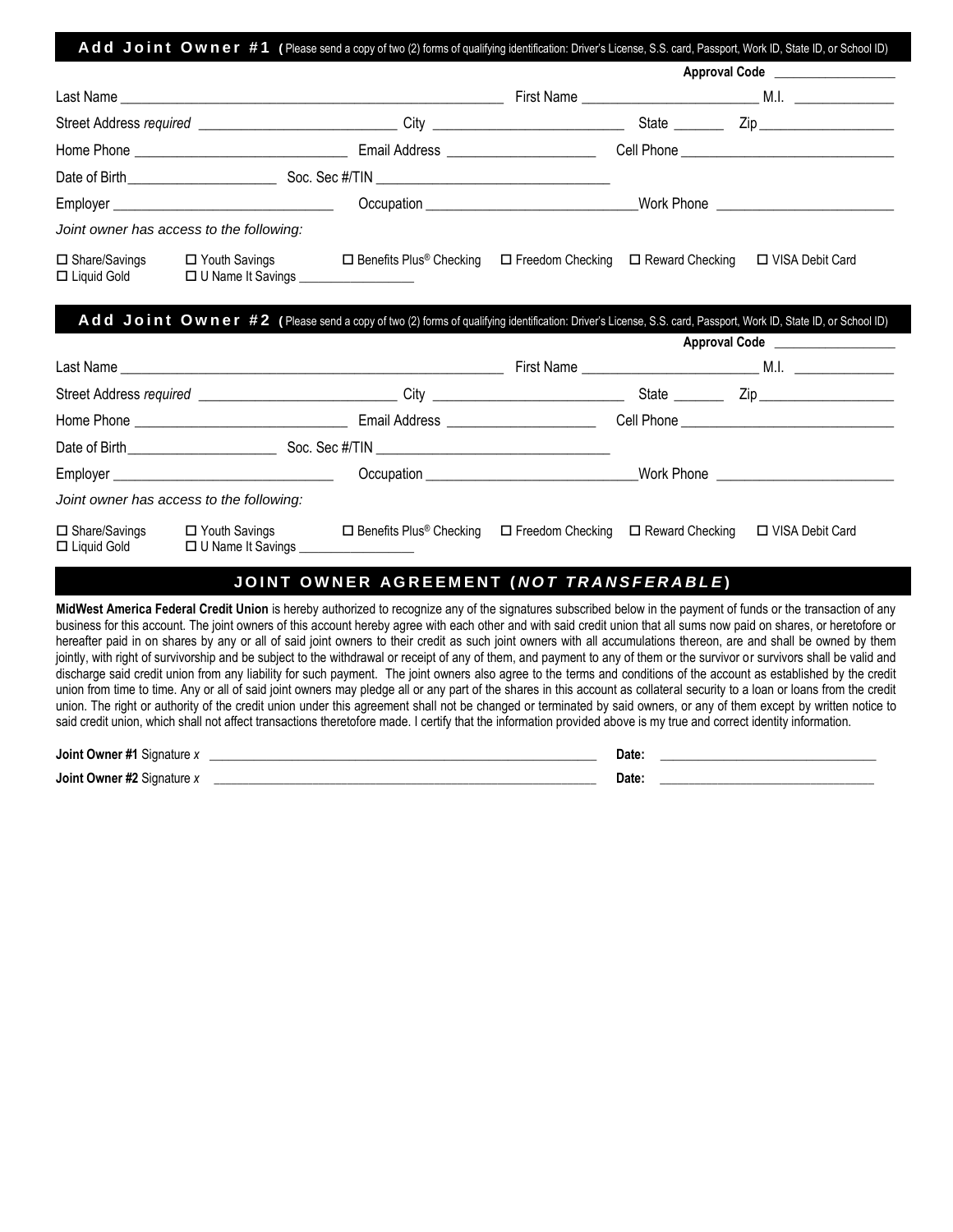## Add Joint Owner #1 (Please send a copy of two (2) forms of qualifying identification: Driver's License, S.S. card, Passport, Work ID, State ID, or School ID)

**Approval Code** ________________

Last Name ______________________________ First Name ________________ M.I. __________

Street Address *required* ________________ City ________________ State ______ Zip ____________

Home Phone ________________ Email Address ________________ Cell Phone ________________

Date of Birth ____________ Soc. Sec #/TIN ________________

Employer ________________ Occupation ________________ Work Phone ________________

*Joint owner has access to the following:*

☐ Share/Savings ☐ Youth Savings ☐ Benefits Plus® Checking ☐ Freedom Checking ☐ Reward Checking ☐ VISA Debit Card
☐ Liquid Gold ☐ U Name It Savings ____________

## Add Joint Owner #2 (Please send a copy of two (2) forms of qualifying identification: Driver's License, S.S. card, Passport, Work ID, State ID, or School ID)

**Approval Code** ________________

Last Name ______________________________ First Name ________________ M.I. __________

Street Address *required* ________________ City ________________ State ______ Zip ____________

Home Phone ________________ Email Address ________________ Cell Phone ________________

Date of Birth ____________ Soc. Sec #/TIN ________________

Employer ________________ Occupation ________________ Work Phone ________________

*Joint owner has access to the following:*

☐ Share/Savings ☐ Youth Savings ☐ Benefits Plus® Checking ☐ Freedom Checking ☐ Reward Checking ☐ VISA Debit Card
☐ Liquid Gold ☐ U Name It Savings ____________

## JOINT OWNER AGREEMENT (*NOT TRANSFERABLE*)

**MidWest America Federal Credit Union** is hereby authorized to recognize any of the signatures subscribed below in the payment of funds or the transaction of any business for this account. The joint owners of this account hereby agree with each other and with said credit union that all sums now paid on shares, or heretofore or hereafter paid in on shares by any or all of said joint owners to their credit as such joint owners with all accumulations thereon, are and shall be owned by them jointly, with right of survivorship and be subject to the withdrawal or receipt of any of them, and payment to any of them or the survivor or survivors shall be valid and discharge said credit union from any liability for such payment. The joint owners also agree to the terms and conditions of the account as established by the credit union from time to time. Any or all of said joint owners may pledge all or any part of the shares in this account as collateral security to a loan or loans from the credit union. The right or authority of the credit union under this agreement shall not be changed or terminated by said owners, or any of them except by written notice to said credit union, which shall not affect transactions theretofore made. I certify that the information provided above is my true and correct identity information.

**Joint Owner #1** Signature *x* ______________________________ **Date:** ________________

**Joint Owner #2** Signature *x* ______________________________ **Date:** ________________